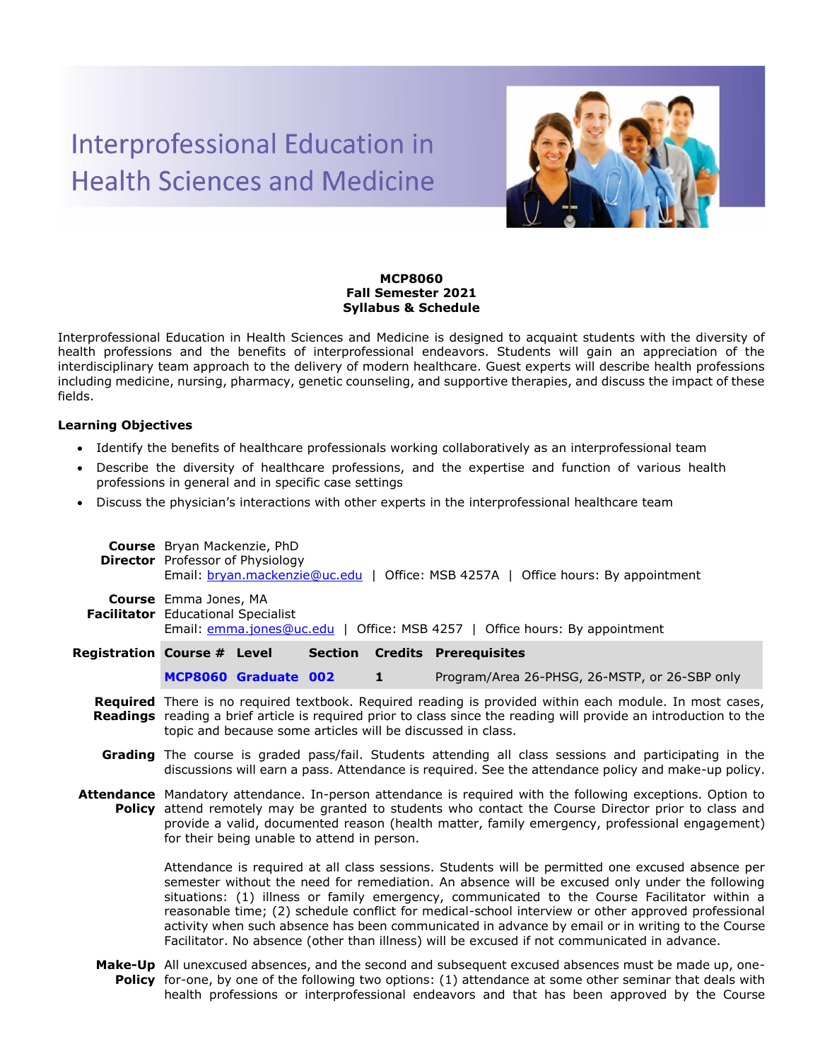# Interprofessional Education in Health Sciences and Medicine

**MCP8060**
**Fall Semester 2021**
**Syllabus & Schedule**

Interprofessional Education in Health Sciences and Medicine is designed to acquaint students with the diversity of health professions and the benefits of interprofessional endeavors. Students will gain an appreciation of the interdisciplinary team approach to the delivery of modern healthcare. Guest experts will describe health professions including medicine, nursing, pharmacy, genetic counseling, and supportive therapies, and discuss the impact of these fields.

### Learning Objectives

- Identify the benefits of healthcare professionals working collaboratively as an interprofessional team
- Describe the diversity of healthcare professions, and the expertise and function of various health professions in general and in specific case settings
- Discuss the physician's interactions with other experts in the interprofessional healthcare team

**Course Director** Bryan Mackenzie, PhD
Professor of Physiology
Email: bryan.mackenzie@uc.edu | Office: MSB 4257A | Office hours: By appointment

**Course Facilitator** Emma Jones, MA
Educational Specialist
Email: emma.jones@uc.edu | Office: MSB 4257 | Office hours: By appointment

**Registration**

| Course # | Level | Section | Credits | Prerequisites |
|---|---|---|---|---|
| **MCP8060** | **Graduate** | **002** | **1** | Program/Area 26-PHSG, 26-MSTP, or 26-SBP only |

**Required Readings** There is no required textbook. Required reading is provided within each module. In most cases, reading a brief article is required prior to class since the reading will provide an introduction to the topic and because some articles will be discussed in class.

**Grading** The course is graded pass/fail. Students attending all class sessions and participating in the discussions will earn a pass. Attendance is required. See the attendance policy and make-up policy.

**Attendance Policy** Mandatory attendance. In-person attendance is required with the following exceptions. Option to attend remotely may be granted to students who contact the Course Director prior to class and provide a valid, documented reason (health matter, family emergency, professional engagement) for their being unable to attend in person.

Attendance is required at all class sessions. Students will be permitted one excused absence per semester without the need for remediation. An absence will be excused only under the following situations: (1) illness or family emergency, communicated to the Course Facilitator within a reasonable time; (2) schedule conflict for medical-school interview or other approved professional activity when such absence has been communicated in advance by email or in writing to the Course Facilitator. No absence (other than illness) will be excused if not communicated in advance.

**Make-Up Policy** All unexcused absences, and the second and subsequent excused absences must be made up, one-for-one, by one of the following two options: (1) attendance at some other seminar that deals with health professions or interprofessional endeavors and that has been approved by the Course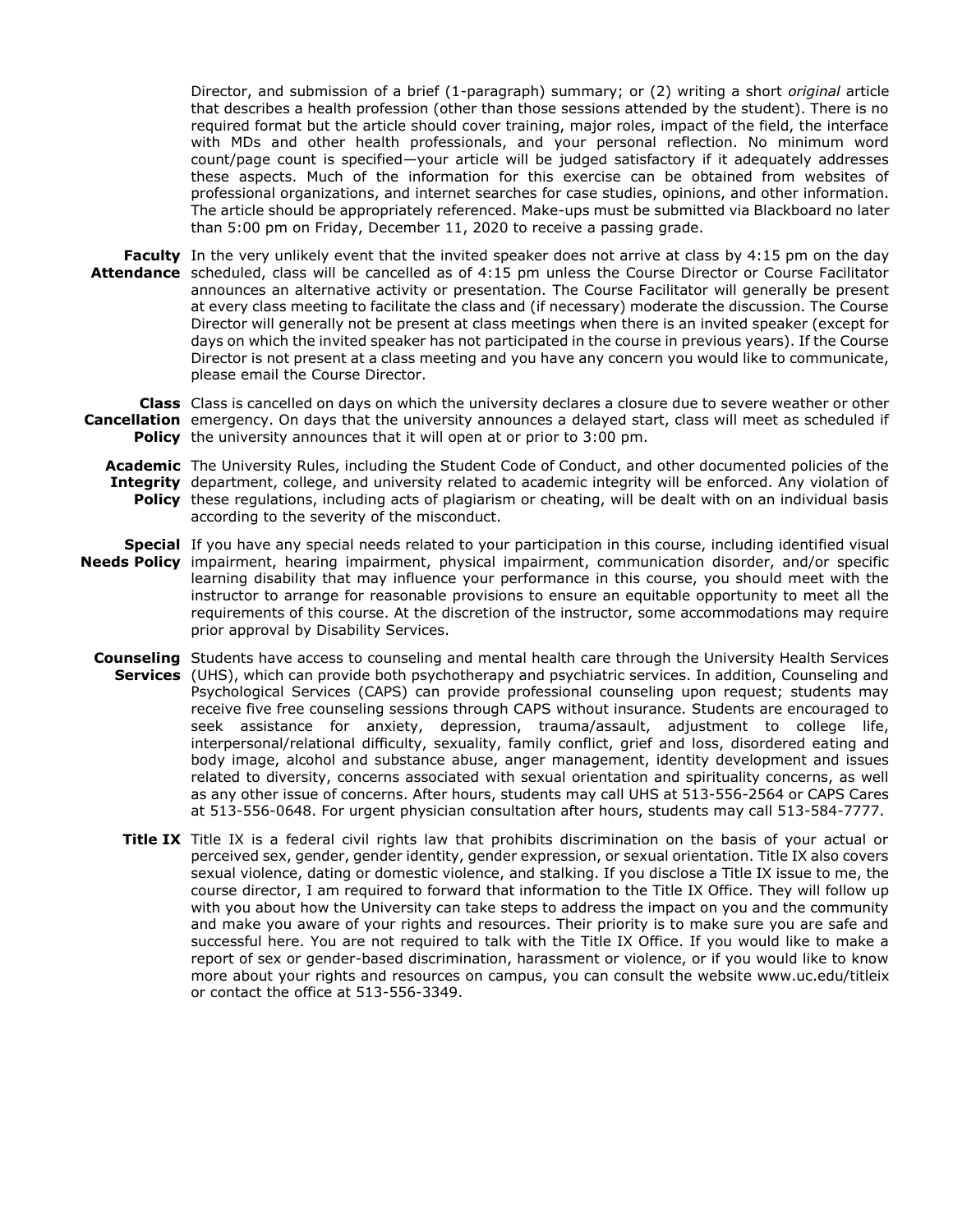Director, and submission of a brief (1-paragraph) summary; or (2) writing a short *original* article that describes a health profession (other than those sessions attended by the student). There is no required format but the article should cover training, major roles, impact of the field, the interface with MDs and other health professionals, and your personal reflection. No minimum word count/page count is specified—your article will be judged satisfactory if it adequately addresses these aspects. Much of the information for this exercise can be obtained from websites of professional organizations, and internet searches for case studies, opinions, and other information. The article should be appropriately referenced. Make-ups must be submitted via Blackboard no later than 5:00 pm on Friday, December 11, 2020 to receive a passing grade.

**Faculty Attendance** In the very unlikely event that the invited speaker does not arrive at class by 4:15 pm on the day scheduled, class will be cancelled as of 4:15 pm unless the Course Director or Course Facilitator announces an alternative activity or presentation. The Course Facilitator will generally be present at every class meeting to facilitate the class and (if necessary) moderate the discussion. The Course Director will generally not be present at class meetings when there is an invited speaker (except for days on which the invited speaker has not participated in the course in previous years). If the Course Director is not present at a class meeting and you have any concern you would like to communicate, please email the Course Director.

**Class Cancellation Policy** Class is cancelled on days on which the university declares a closure due to severe weather or other emergency. On days that the university announces a delayed start, class will meet as scheduled if the university announces that it will open at or prior to 3:00 pm.

**Academic Integrity Policy** The University Rules, including the Student Code of Conduct, and other documented policies of the department, college, and university related to academic integrity will be enforced. Any violation of these regulations, including acts of plagiarism or cheating, will be dealt with on an individual basis according to the severity of the misconduct.

**Special Needs Policy** If you have any special needs related to your participation in this course, including identified visual impairment, hearing impairment, physical impairment, communication disorder, and/or specific learning disability that may influence your performance in this course, you should meet with the instructor to arrange for reasonable provisions to ensure an equitable opportunity to meet all the requirements of this course. At the discretion of the instructor, some accommodations may require prior approval by Disability Services.

**Counseling Services** Students have access to counseling and mental health care through the University Health Services (UHS), which can provide both psychotherapy and psychiatric services. In addition, Counseling and Psychological Services (CAPS) can provide professional counseling upon request; students may receive five free counseling sessions through CAPS without insurance. Students are encouraged to seek assistance for anxiety, depression, trauma/assault, adjustment to college life, interpersonal/relational difficulty, sexuality, family conflict, grief and loss, disordered eating and body image, alcohol and substance abuse, anger management, identity development and issues related to diversity, concerns associated with sexual orientation and spirituality concerns, as well as any other issue of concerns. After hours, students may call UHS at 513-556-2564 or CAPS Cares at 513-556-0648. For urgent physician consultation after hours, students may call 513-584-7777.

**Title IX** Title IX is a federal civil rights law that prohibits discrimination on the basis of your actual or perceived sex, gender, gender identity, gender expression, or sexual orientation. Title IX also covers sexual violence, dating or domestic violence, and stalking. If you disclose a Title IX issue to me, the course director, I am required to forward that information to the Title IX Office. They will follow up with you about how the University can take steps to address the impact on you and the community and make you aware of your rights and resources. Their priority is to make sure you are safe and successful here. You are not required to talk with the Title IX Office. If you would like to make a report of sex or gender-based discrimination, harassment or violence, or if you would like to know more about your rights and resources on campus, you can consult the website www.uc.edu/titleix or contact the office at 513-556-3349.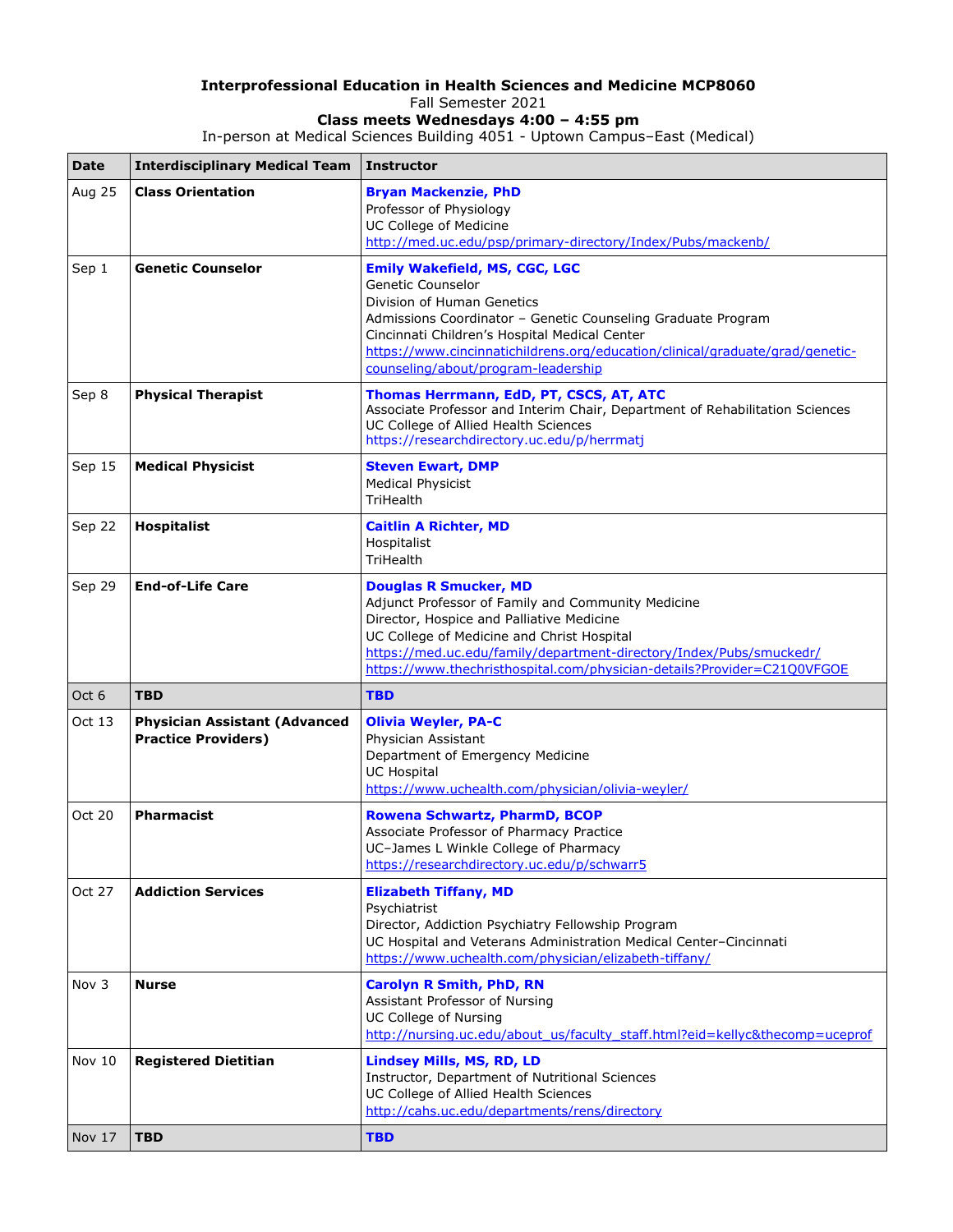**Interprofessional Education in Health Sciences and Medicine MCP8060**
Fall Semester 2021
**Class meets Wednesdays 4:00 – 4:55 pm**
In-person at Medical Sciences Building 4051 - Uptown Campus–East (Medical)

| **Date** | **Interdisciplinary Medical Team** | **Instructor** |
|---|---|---|
| Aug 25 | **Class Orientation** | **Bryan Mackenzie, PhD**<br>Professor of Physiology<br>UC College of Medicine<br>http://med.uc.edu/psp/primary-directory/Index/Pubs/mackenb/ |
| Sep 1 | **Genetic Counselor** | **Emily Wakefield, MS, CGC, LGC**<br>Genetic Counselor<br>Division of Human Genetics<br>Admissions Coordinator – Genetic Counseling Graduate Program<br>Cincinnati Children's Hospital Medical Center<br>https://www.cincinnatichildrens.org/education/clinical/graduate/grad/genetic-counseling/about/program-leadership |
| Sep 8 | **Physical Therapist** | **Thomas Herrmann, EdD, PT, CSCS, AT, ATC**<br>Associate Professor and Interim Chair, Department of Rehabilitation Sciences<br>UC College of Allied Health Sciences<br>https://researchdirectory.uc.edu/p/herrmatj |
| Sep 15 | **Medical Physicist** | **Steven Ewart, DMP**<br>Medical Physicist<br>TriHealth |
| Sep 22 | **Hospitalist** | **Caitlin A Richter, MD**<br>Hospitalist<br>TriHealth |
| Sep 29 | **End-of-Life Care** | **Douglas R Smucker, MD**<br>Adjunct Professor of Family and Community Medicine<br>Director, Hospice and Palliative Medicine<br>UC College of Medicine and Christ Hospital<br>https://med.uc.edu/family/department-directory/Index/Pubs/smuckedr/<br>https://www.thechristhospital.com/physician-details?Provider=C21Q0VFGOE |
| Oct 6 | **TBD** | **TBD** |
| Oct 13 | **Physician Assistant (Advanced Practice Providers)** | **Olivia Weyler, PA-C**<br>Physician Assistant<br>Department of Emergency Medicine<br>UC Hospital<br>https://www.uchealth.com/physician/olivia-weyler/ |
| Oct 20 | **Pharmacist** | **Rowena Schwartz, PharmD, BCOP**<br>Associate Professor of Pharmacy Practice<br>UC–James L Winkle College of Pharmacy<br>https://researchdirectory.uc.edu/p/schwarr5 |
| Oct 27 | **Addiction Services** | **Elizabeth Tiffany, MD**<br>Psychiatrist<br>Director, Addiction Psychiatry Fellowship Program<br>UC Hospital and Veterans Administration Medical Center–Cincinnati<br>https://www.uchealth.com/physician/elizabeth-tiffany/ |
| Nov 3 | **Nurse** | **Carolyn R Smith, PhD, RN**<br>Assistant Professor of Nursing<br>UC College of Nursing<br>http://nursing.uc.edu/about_us/faculty_staff.html?eid=kellyc&thecomp=uceprof |
| Nov 10 | **Registered Dietitian** | **Lindsey Mills, MS, RD, LD**<br>Instructor, Department of Nutritional Sciences<br>UC College of Allied Health Sciences<br>http://cahs.uc.edu/departments/rens/directory |
| Nov 17 | **TBD** | **TBD** |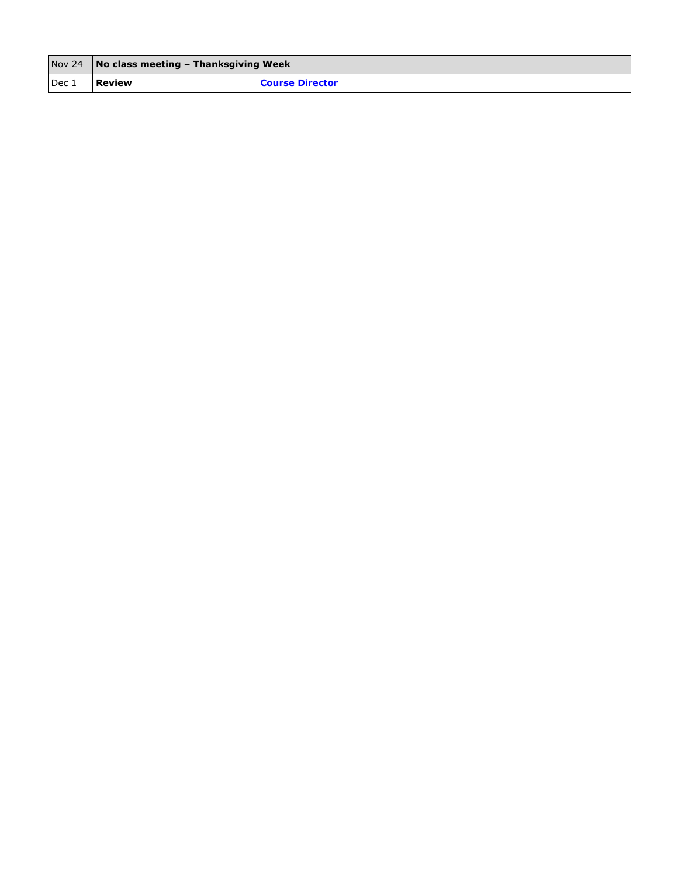| | | |
|---|---|---|
| Nov 24 | **No class meeting – Thanksgiving Week** | |
| Dec 1 | **Review** | **Course Director** |